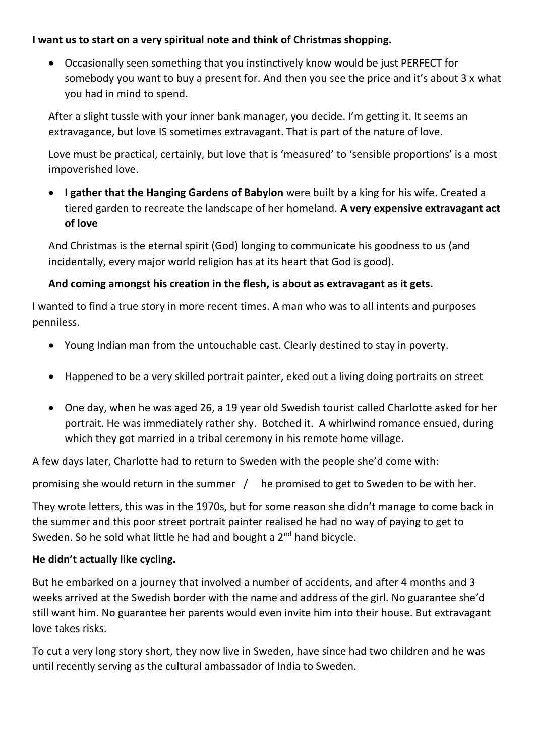**I want us to start on a very spiritual note and think of Christmas shopping.**

- Occasionally seen something that you instinctively know would be just PERFECT for somebody you want to buy a present for. And then you see the price and it's about 3 x what you had in mind to spend.

After a slight tussle with your inner bank manager, you decide. I'm getting it. It seems an extravagance, but love IS sometimes extravagant. That is part of the nature of love.

Love must be practical, certainly, but love that is 'measured' to 'sensible proportions' is a most impoverished love.

- **I gather that the Hanging Gardens of Babylon** were built by a king for his wife. Created a tiered garden to recreate the landscape of her homeland. **A very expensive extravagant act of love**

And Christmas is the eternal spirit (God) longing to communicate his goodness to us (and incidentally, every major world religion has at its heart that God is good).

**And coming amongst his creation in the flesh, is about as extravagant as it gets.**

I wanted to find a true story in more recent times. A man who was to all intents and purposes penniless.

- Young Indian man from the untouchable cast. Clearly destined to stay in poverty.

- Happened to be a very skilled portrait painter, eked out a living doing portraits on street

- One day, when he was aged 26, a 19 year old Swedish tourist called Charlotte asked for her portrait. He was immediately rather shy. Botched it. A whirlwind romance ensued, during which they got married in a tribal ceremony in his remote home village.

A few days later, Charlotte had to return to Sweden with the people she'd come with:

promising she would return in the summer / he promised to get to Sweden to be with her.

They wrote letters, this was in the 1970s, but for some reason she didn't manage to come back in the summer and this poor street portrait painter realised he had no way of paying to get to Sweden. So he sold what little he had and bought a 2nd hand bicycle.

**He didn't actually like cycling.**

But he embarked on a journey that involved a number of accidents, and after 4 months and 3 weeks arrived at the Swedish border with the name and address of the girl. No guarantee she'd still want him. No guarantee her parents would even invite him into their house. But extravagant love takes risks.

To cut a very long story short, they now live in Sweden, have since had two children and he was until recently serving as the cultural ambassador of India to Sweden.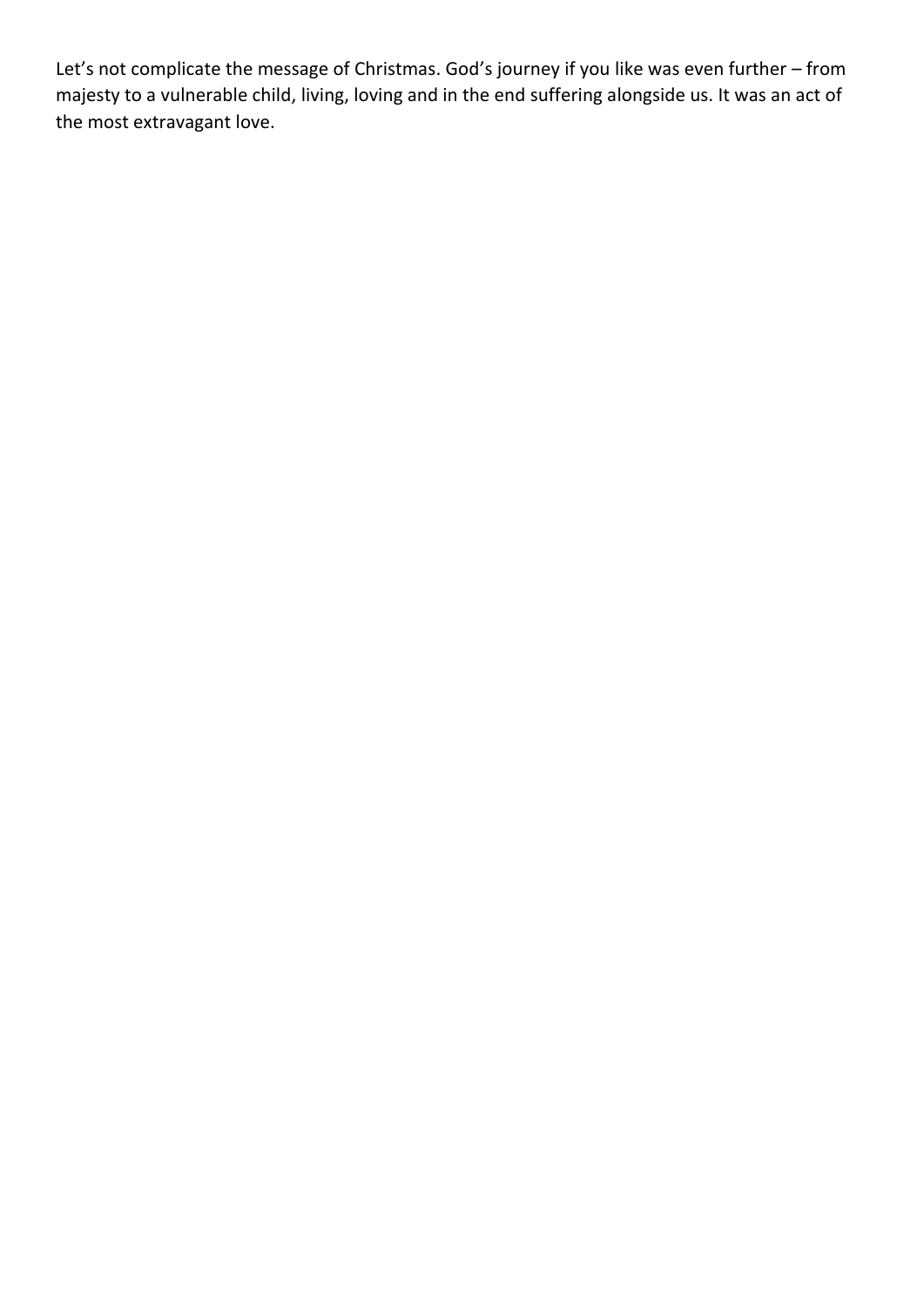Let’s not complicate the message of Christmas. God’s journey if you like was even further – from majesty to a vulnerable child, living, loving and in the end suffering alongside us. It was an act of the most extravagant love.